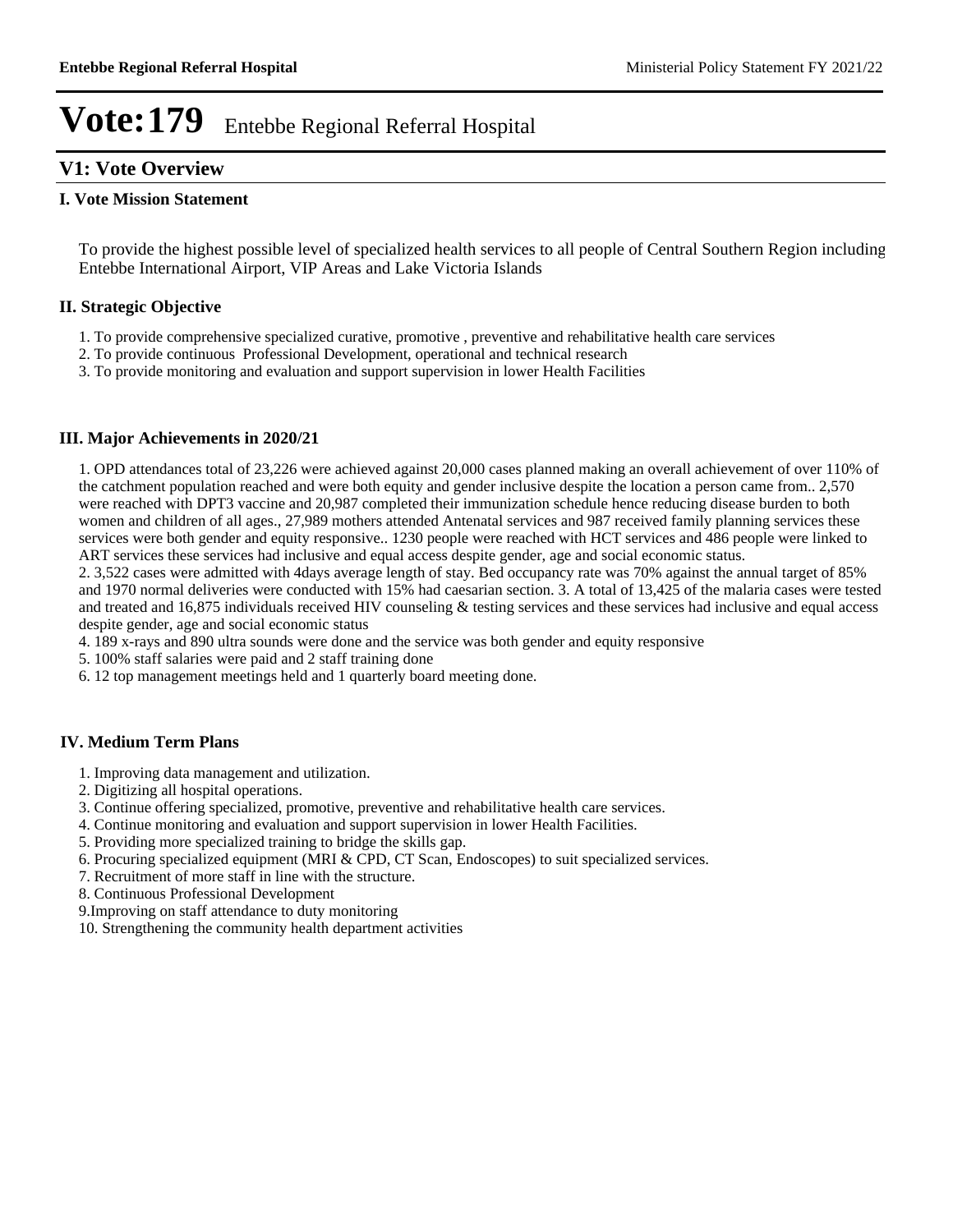# Vote:179 Entebbe Regional Referral Hospital

## V1: Vote Overview

### I. Vote Mission Statement

To provide the highest possible level of specialized health services to all people of Central Southern Region including Entebbe International Airport, VIP Areas and Lake Victoria Islands

### II. Strategic Objective

1. To provide comprehensive specialized curative, promotive , preventive and rehabilitative health care services
2. To provide continuous Professional Development, operational and technical research
3. To provide monitoring and evaluation and support supervision in lower Health Facilities

### III. Major Achievements in 2020/21

1. OPD attendances total of 23,226 were achieved against 20,000 cases planned making an overall achievement of over 110% of the catchment population reached and were both equity and gender inclusive despite the location a person came from.. 2,570 were reached with DPT3 vaccine and 20,987 completed their immunization schedule hence reducing disease burden to both women and children of all ages., 27,989 mothers attended Antenatal services and 987 received family planning services these services were both gender and equity responsive.. 1230 people were reached with HCT services and 486 people were linked to ART services these services had inclusive and equal access despite gender, age and social economic status.
2. 3,522 cases were admitted with 4days average length of stay. Bed occupancy rate was 70% against the annual target of 85% and 1970 normal deliveries were conducted with 15% had caesarian section. 3. A total of 13,425 of the malaria cases were tested and treated and 16,875 individuals received HIV counseling & testing services and these services had inclusive and equal access despite gender, age and social economic status
4. 189 x-rays and 890 ultra sounds were done and the service was both gender and equity responsive
5. 100% staff salaries were paid and 2 staff training done
6. 12 top management meetings held and 1 quarterly board meeting done.

### IV. Medium Term Plans

1. Improving data management and utilization.
2. Digitizing all hospital operations.
3. Continue offering specialized, promotive, preventive and rehabilitative health care services.
4. Continue monitoring and evaluation and support supervision in lower Health Facilities.
5. Providing more specialized training to bridge the skills gap.
6. Procuring specialized equipment (MRI & CPD, CT Scan, Endoscopes) to suit specialized services.
7. Recruitment of more staff in line with the structure.
8. Continuous Professional Development
9. Improving on staff attendance to duty monitoring
10. Strengthening the community health department activities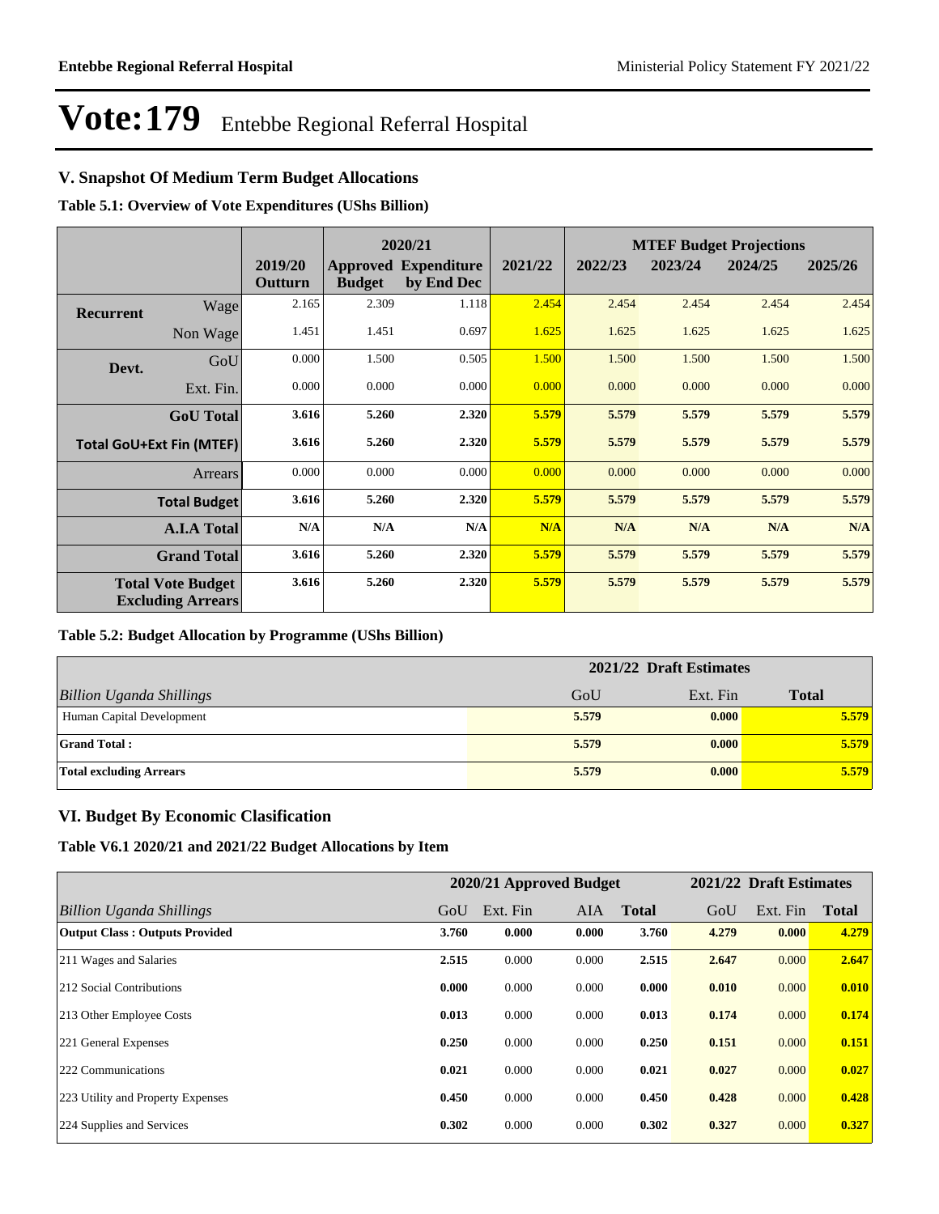# Vote:179 Entebbe Regional Referral Hospital

## V. Snapshot Of Medium Term Budget Allocations

**Table 5.1: Overview of Vote Expenditures (UShs Billion)**

| | | | 2020/21 | | | MTEF Budget Projections | | | |
|---|---|---|---|---|---|---|---|---|---|
| | | 2019/20 Outturn | Approved Budget | Expenditure by End Dec | 2021/22 | 2022/23 | 2023/24 | 2024/25 | 2025/26 |
| **Recurrent** | Wage | 2.165 | 2.309 | 1.118 | 2.454 | 2.454 | 2.454 | 2.454 | 2.454 |
| | Non Wage | 1.451 | 1.451 | 0.697 | 1.625 | 1.625 | 1.625 | 1.625 | 1.625 |
| **Devt.** | GoU | 0.000 | 1.500 | 0.505 | 1.500 | 1.500 | 1.500 | 1.500 | 1.500 |
| | Ext. Fin. | 0.000 | 0.000 | 0.000 | 0.000 | 0.000 | 0.000 | 0.000 | 0.000 |
| | **GoU Total** | **3.616** | **5.260** | **2.320** | **5.579** | **5.579** | **5.579** | **5.579** | **5.579** |
| **Total GoU+Ext Fin (MTEF)** | | **3.616** | **5.260** | **2.320** | **5.579** | **5.579** | **5.579** | **5.579** | **5.579** |
| | Arrears | 0.000 | 0.000 | 0.000 | 0.000 | 0.000 | 0.000 | 0.000 | 0.000 |
| | **Total Budget** | **3.616** | **5.260** | **2.320** | **5.579** | **5.579** | **5.579** | **5.579** | **5.579** |
| | **A.I.A Total** | **N/A** | **N/A** | **N/A** | **N/A** | **N/A** | **N/A** | **N/A** | **N/A** |
| | **Grand Total** | **3.616** | **5.260** | **2.320** | **5.579** | **5.579** | **5.579** | **5.579** | **5.579** |
| **Total Vote Budget Excluding Arrears** | | **3.616** | **5.260** | **2.320** | **5.579** | **5.579** | **5.579** | **5.579** | **5.579** |

**Table 5.2: Budget Allocation by Programme (UShs Billion)**

| | 2021/22 Draft Estimates | | |
|---|---|---|---|
| *Billion Uganda Shillings* | GoU | Ext. Fin | **Total** |
| Human Capital Development | **5.579** | **0.000** | **5.579** |
| **Grand Total :** | **5.579** | **0.000** | **5.579** |
| **Total excluding Arrears** | **5.579** | **0.000** | **5.579** |

## VI. Budget By Economic Clasification

**Table V6.1 2020/21 and 2021/22 Budget Allocations by Item**

| | 2020/21 Approved Budget | | | | 2021/22 Draft Estimates | | |
|---|---|---|---|---|---|---|---|
| *Billion Uganda Shillings* | GoU | Ext. Fin | AIA | **Total** | GoU | Ext. Fin | **Total** |
| **Output Class : Outputs Provided** | **3.760** | **0.000** | **0.000** | **3.760** | **4.279** | **0.000** | **4.279** |
| 211 Wages and Salaries | **2.515** | 0.000 | 0.000 | **2.515** | **2.647** | 0.000 | **2.647** |
| 212 Social Contributions | **0.000** | 0.000 | 0.000 | **0.000** | **0.010** | 0.000 | **0.010** |
| 213 Other Employee Costs | **0.013** | 0.000 | 0.000 | **0.013** | **0.174** | 0.000 | **0.174** |
| 221 General Expenses | **0.250** | 0.000 | 0.000 | **0.250** | **0.151** | 0.000 | **0.151** |
| 222 Communications | **0.021** | 0.000 | 0.000 | **0.021** | **0.027** | 0.000 | **0.027** |
| 223 Utility and Property Expenses | **0.450** | 0.000 | 0.000 | **0.450** | **0.428** | 0.000 | **0.428** |
| 224 Supplies and Services | **0.302** | 0.000 | 0.000 | **0.302** | **0.327** | 0.000 | **0.327** |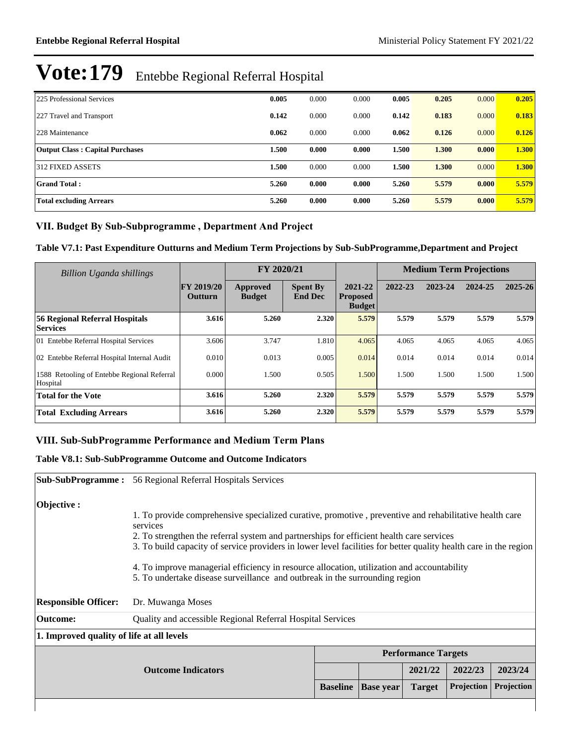# Vote:179 Entebbe Regional Referral Hospital

| | | | | | | | |
|---|---|---|---|---|---|---|---|
| 225 Professional Services | **0.005** | 0.000 | 0.000 | **0.005** | **0.205** | 0.000 | **0.205** |
| 227 Travel and Transport | **0.142** | 0.000 | 0.000 | **0.142** | **0.183** | 0.000 | **0.183** |
| 228 Maintenance | **0.062** | 0.000 | 0.000 | **0.062** | **0.126** | 0.000 | **0.126** |
| **Output Class : Capital Purchases** | **1.500** | **0.000** | **0.000** | **1.500** | **1.300** | **0.000** | **1.300** |
| 312 FIXED ASSETS | **1.500** | 0.000 | 0.000 | **1.500** | **1.300** | 0.000 | **1.300** |
| **Grand Total :** | **5.260** | **0.000** | **0.000** | **5.260** | **5.579** | **0.000** | **5.579** |
| **Total excluding Arrears** | **5.260** | **0.000** | **0.000** | **5.260** | **5.579** | **0.000** | **5.579** |

## VII. Budget By Sub-Subprogramme , Department And Project

### Table V7.1: Past Expenditure Outturns and Medium Term Projections by Sub-SubProgramme,Department and Project

| *Billion Uganda shillings* | | FY 2020/21 | | | Medium Term Projections | | | |
|---|---|---|---|---|---|---|---|---|
| | **FY 2019/20 Outturn** | **Approved Budget** | **Spent By End Dec** | **2021-22 Proposed Budget** | **2022-23** | **2023-24** | **2024-25** | **2025-26** |
| **56 Regional Referral Hospitals Services** | **3.616** | **5.260** | **2.320** | **5.579** | **5.579** | **5.579** | **5.579** | **5.579** |
| 01 Entebbe Referral Hospital Services | 3.606 | 3.747 | 1.810 | 4.065 | 4.065 | 4.065 | 4.065 | 4.065 |
| 02 Entebbe Referral Hospital Internal Audit | 0.010 | 0.013 | 0.005 | 0.014 | 0.014 | 0.014 | 0.014 | 0.014 |
| 1588 Retooling of Entebbe Regional Referral Hospital | 0.000 | 1.500 | 0.505 | 1.500 | 1.500 | 1.500 | 1.500 | 1.500 |
| **Total for the Vote** | **3.616** | **5.260** | **2.320** | **5.579** | **5.579** | **5.579** | **5.579** | **5.579** |
| **Total Excluding Arrears** | **3.616** | **5.260** | **2.320** | **5.579** | **5.579** | **5.579** | **5.579** | **5.579** |

## VIII. Sub-SubProgramme Performance and Medium Term Plans

### Table V8.1: Sub-SubProgramme Outcome and Outcome Indicators

**Sub-SubProgramme :** 56 Regional Referral Hospitals Services

**Objective :**

1. To provide comprehensive specialized curative, promotive , preventive and rehabilitative health care services
2. To strengthen the referral system and partnerships for efficient health care services
3. To build capacity of service providers in lower level facilities for better quality health care in the region
4. To improve managerial efficiency in resource allocation, utilization and accountability
5. To undertake disease surveillance and outbreak in the surrounding region

**Responsible Officer:** Dr. Muwanga Moses

**Outcome:** Quality and accessible Regional Referral Hospital Services

**1. Improved quality of life at all levels**

| Outcome Indicators | Performance Targets | | | | |
|---|---|---|---|---|---|
| | | | 2021/22 | 2022/23 | 2023/24 |
| | **Baseline** | **Base year** | **Target** | **Projection** | **Projection** |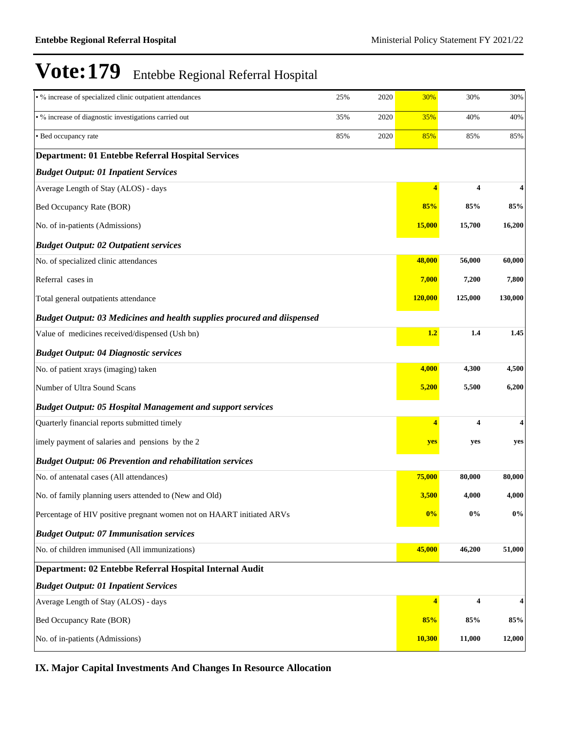# Vote:179 Entebbe Regional Referral Hospital

| | | | | | |
|---|---|---|---|---|---|
| • % increase of specialized clinic outpatient attendances | 25% | 2020 | 30% | 30% | 30% |
| • % increase of diagnostic investigations carried out | 35% | 2020 | 35% | 40% | 40% |
| • Bed occupancy rate | 85% | 2020 | 85% | 85% | 85% |
| **Department: 01 Entebbe Referral Hospital Services** | | | | | |
| ***Budget Output: 01 Inpatient Services*** | | | | | |
| Average Length of Stay (ALOS) - days | | | **4** | **4** | **4** |
| Bed Occupancy Rate (BOR) | | | **85%** | **85%** | **85%** |
| No. of in-patients (Admissions) | | | **15,000** | **15,700** | **16,200** |
| ***Budget Output: 02 Outpatient services*** | | | | | |
| No. of specialized clinic attendances | | | **48,000** | **56,000** | **60,000** |
| Referral cases in | | | **7,000** | **7,200** | **7,800** |
| Total general outpatients attendance | | | **120,000** | **125,000** | **130,000** |
| ***Budget Output: 03 Medicines and health supplies procured and diispensed*** | | | | | |
| Value of medicines received/dispensed (Ush bn) | | | **1.2** | **1.4** | **1.45** |
| ***Budget Output: 04 Diagnostic services*** | | | | | |
| No. of patient xrays (imaging) taken | | | **4,000** | **4,300** | **4,500** |
| Number of Ultra Sound Scans | | | **5,200** | **5,500** | **6,200** |
| ***Budget Output: 05 Hospital Management and support services*** | | | | | |
| Quarterly financial reports submitted timely | | | **4** | **4** | **4** |
| imely payment of salaries and pensions by the 2 | | | **yes** | **yes** | **yes** |
| ***Budget Output: 06 Prevention and rehabilitation services*** | | | | | |
| No. of antenatal cases (All attendances) | | | **75,000** | **80,000** | **80,000** |
| No. of family planning users attended to (New and Old) | | | **3,500** | **4,000** | **4,000** |
| Percentage of HIV positive pregnant women not on HAART initiated ARVs | | | **0%** | **0%** | **0%** |
| ***Budget Output: 07 Immunisation services*** | | | | | |
| No. of children immunised (All immunizations) | | | **45,000** | **46,200** | **51,000** |
| **Department: 02 Entebbe Referral Hospital Internal Audit** | | | | | |
| ***Budget Output: 01 Inpatient Services*** | | | | | |
| Average Length of Stay (ALOS) - days | | | **4** | **4** | **4** |
| Bed Occupancy Rate (BOR) | | | **85%** | **85%** | **85%** |
| No. of in-patients (Admissions) | | | **10,300** | **11,000** | **12,000** |

## IX. Major Capital Investments And Changes In Resource Allocation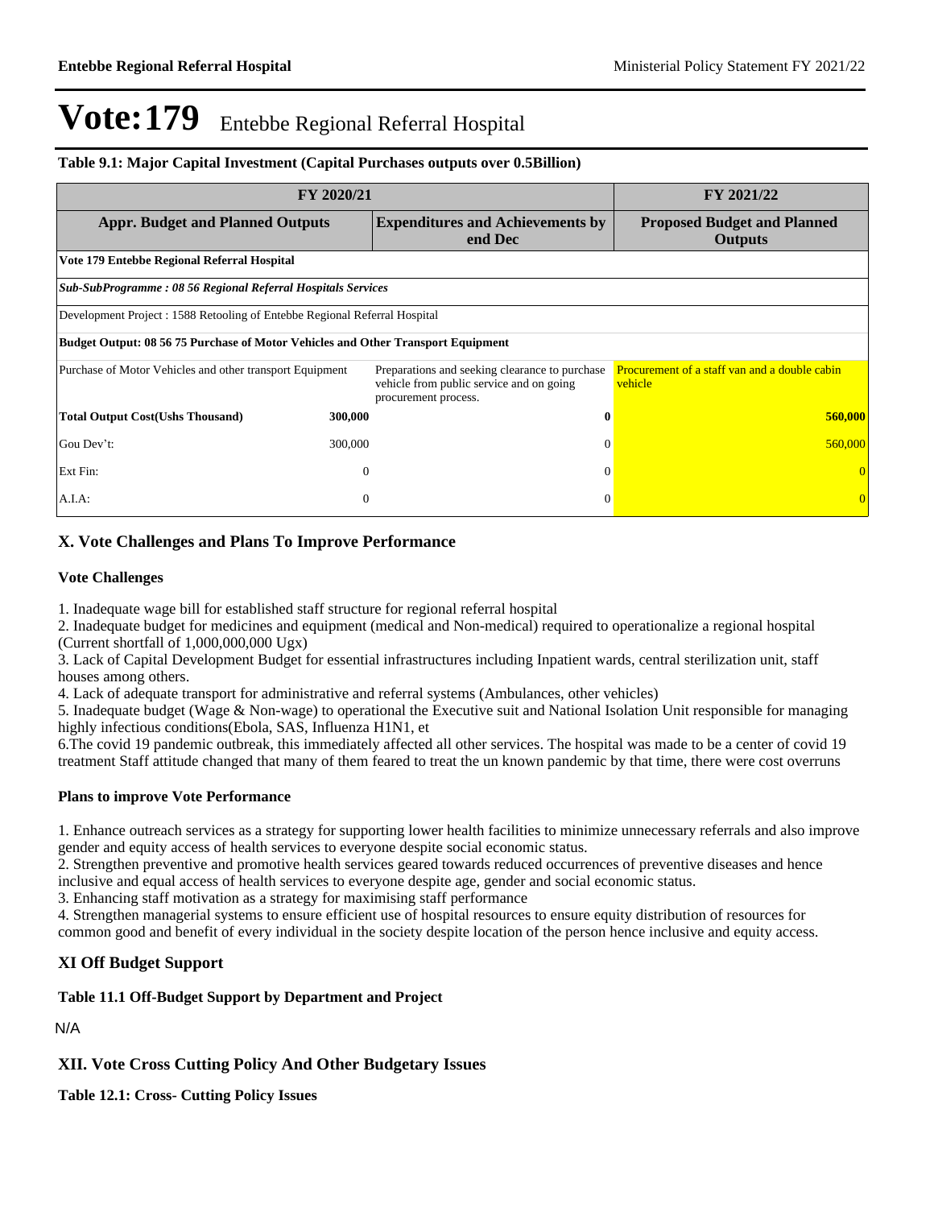# Vote:179 Entebbe Regional Referral Hospital

**Table 9.1: Major Capital Investment (Capital Purchases outputs over 0.5Billion)**

| FY 2020/21 | | | FY 2021/22 |
|---|---|---|---|
| **Appr. Budget and Planned Outputs** | | **Expenditures and Achievements by end Dec** | **Proposed Budget and Planned Outputs** |
| **Vote 179 Entebbe Regional Referral Hospital** | | | |
| ***Sub-SubProgramme : 08 56 Regional Referral Hospitals Services*** | | | |
| Development Project : 1588 Retooling of Entebbe Regional Referral Hospital | | | |
| **Budget Output: 08 56 75 Purchase of Motor Vehicles and Other Transport Equipment** | | | |
| Purchase of Motor Vehicles and other transport Equipment | | Preparations and seeking clearance to purchase vehicle from public service and on going procurement process. | Procurement of a staff van and a double cabin vehicle |
| **Total Output Cost(Ushs Thousand)** | **300,000** | **0** | **560,000** |
| Gou Dev't: | 300,000 | 0 | 560,000 |
| Ext Fin: | 0 | 0 | 0 |
| A.I.A: | 0 | 0 | 0 |

## X. Vote Challenges and Plans To Improve Performance

### Vote Challenges

1. Inadequate wage bill for established staff structure for regional referral hospital
2. Inadequate budget for medicines and equipment (medical and Non-medical) required to operationalize a regional hospital (Current shortfall of 1,000,000,000 Ugx)
3. Lack of Capital Development Budget for essential infrastructures including Inpatient wards, central sterilization unit, staff houses among others.
4. Lack of adequate transport for administrative and referral systems (Ambulances, other vehicles)
5. Inadequate budget (Wage & Non-wage) to operational the Executive suit and National Isolation Unit responsible for managing highly infectious conditions(Ebola, SAS, Influenza H1N1, et
6.The covid 19 pandemic outbreak, this immediately affected all other services. The hospital was made to be a center of covid 19 treatment Staff attitude changed that many of them feared to treat the un known pandemic by that time, there were cost overruns

### Plans to improve Vote Performance

1. Enhance outreach services as a strategy for supporting lower health facilities to minimize unnecessary referrals and also improve gender and equity access of health services to everyone despite social economic status.
2. Strengthen preventive and promotive health services geared towards reduced occurrences of preventive diseases and hence inclusive and equal access of health services to everyone despite age, gender and social economic status.
3. Enhancing staff motivation as a strategy for maximising staff performance
4. Strengthen managerial systems to ensure efficient use of hospital resources to ensure equity distribution of resources for common good and benefit of every individual in the society despite location of the person hence inclusive and equity access.

## XI Off Budget Support

**Table 11.1 Off-Budget Support by Department and Project**

N/A

## XII. Vote Cross Cutting Policy And Other Budgetary Issues

**Table 12.1: Cross- Cutting Policy Issues**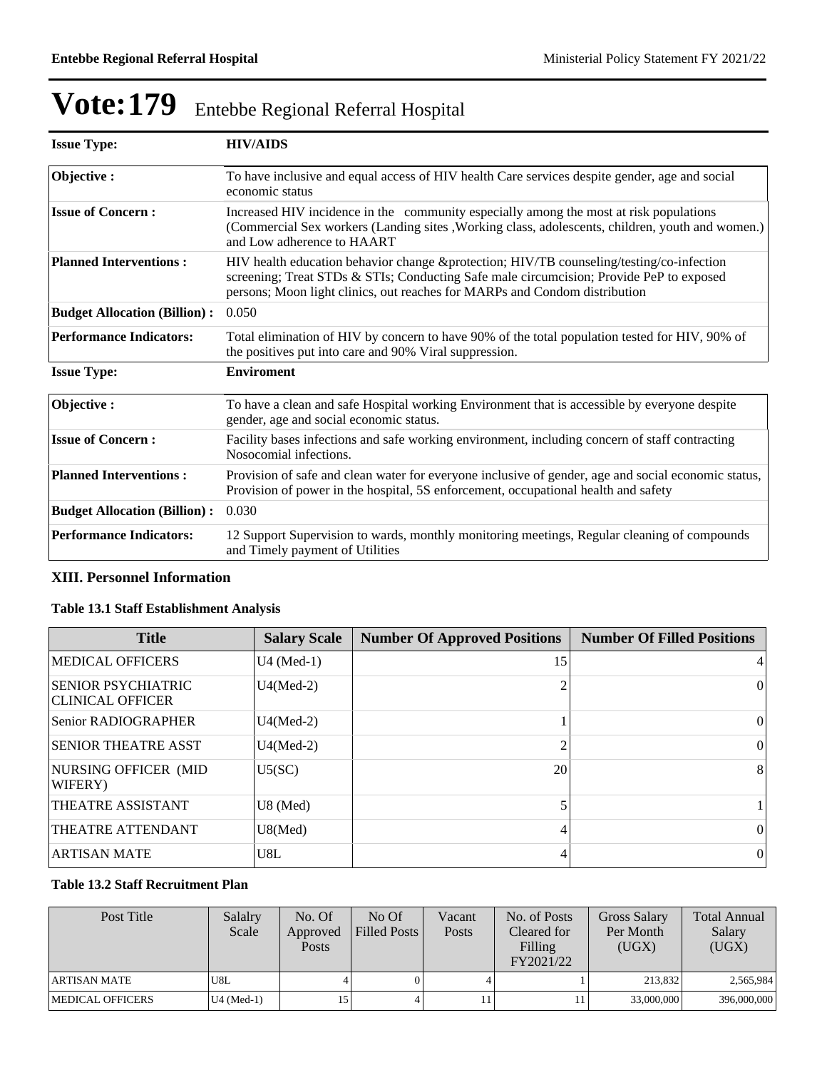# Vote:179 Entebbe Regional Referral Hospital

| **Issue Type:** | **HIV/AIDS** |
|---|---|
| **Objective :** | To have inclusive and equal access of HIV health Care services despite gender, age and social economic status |
| **Issue of Concern :** | Increased HIV incidence in the community especially among the most at risk populations (Commercial Sex workers (Landing sites ,Working class, adolescents, children, youth and women.) and Low adherence to HAART |
| **Planned Interventions :** | HIV health education behavior change &protection; HIV/TB counseling/testing/co-infection screening; Treat STDs & STIs; Conducting Safe male circumcision; Provide PeP to exposed persons; Moon light clinics, out reaches for MARPs and Condom distribution |
| **Budget Allocation (Billion) :** | 0.050 |
| **Performance Indicators:** | Total elimination of HIV by concern to have 90% of the total population tested for HIV, 90% of the positives put into care and 90% Viral suppression. |

| **Issue Type:** | **Enviroment** |
|---|---|
| **Objective :** | To have a clean and safe Hospital working Environment that is accessible by everyone despite gender, age and social economic status. |
| **Issue of Concern :** | Facility bases infections and safe working environment, including concern of staff contracting Nosocomial infections. |
| **Planned Interventions :** | Provision of safe and clean water for everyone inclusive of gender, age and social economic status, Provision of power in the hospital, 5S enforcement, occupational health and safety |
| **Budget Allocation (Billion) :** | 0.030 |
| **Performance Indicators:** | 12 Support Supervision to wards, monthly monitoring meetings, Regular cleaning of compounds and Timely payment of Utilities |

### XIII. Personnel Information

#### Table 13.1 Staff Establishment Analysis

| Title | Salary Scale | Number Of Approved Positions | Number Of Filled Positions |
|---|---|---|---|
| MEDICAL OFFICERS | U4 (Med-1) | 15 | 4 |
| SENIOR PSYCHIATRIC CLINICAL OFFICER | U4(Med-2) | 2 | 0 |
| Senior RADIOGRAPHER | U4(Med-2) | 1 | 0 |
| SENIOR THEATRE ASST | U4(Med-2) | 2 | 0 |
| NURSING OFFICER (MID WIFERY) | U5(SC) | 20 | 8 |
| THEATRE ASSISTANT | U8 (Med) | 5 | 1 |
| THEATRE ATTENDANT | U8(Med) | 4 | 0 |
| ARTISAN MATE | U8L | 4 | 0 |

#### Table 13.2 Staff Recruitment Plan

| Post Title | Salalry Scale | No. Of Approved Posts | No Of Filled Posts | Vacant Posts | No. of Posts Cleared for Filling FY2021/22 | Gross Salary Per Month (UGX) | Total Annual Salary (UGX) |
|---|---|---|---|---|---|---|---|
| ARTISAN MATE | U8L | 4 | 0 | 4 | 1 | 213,832 | 2,565,984 |
| MEDICAL OFFICERS | U4 (Med-1) | 15 | 4 | 11 | 11 | 33,000,000 | 396,000,000 |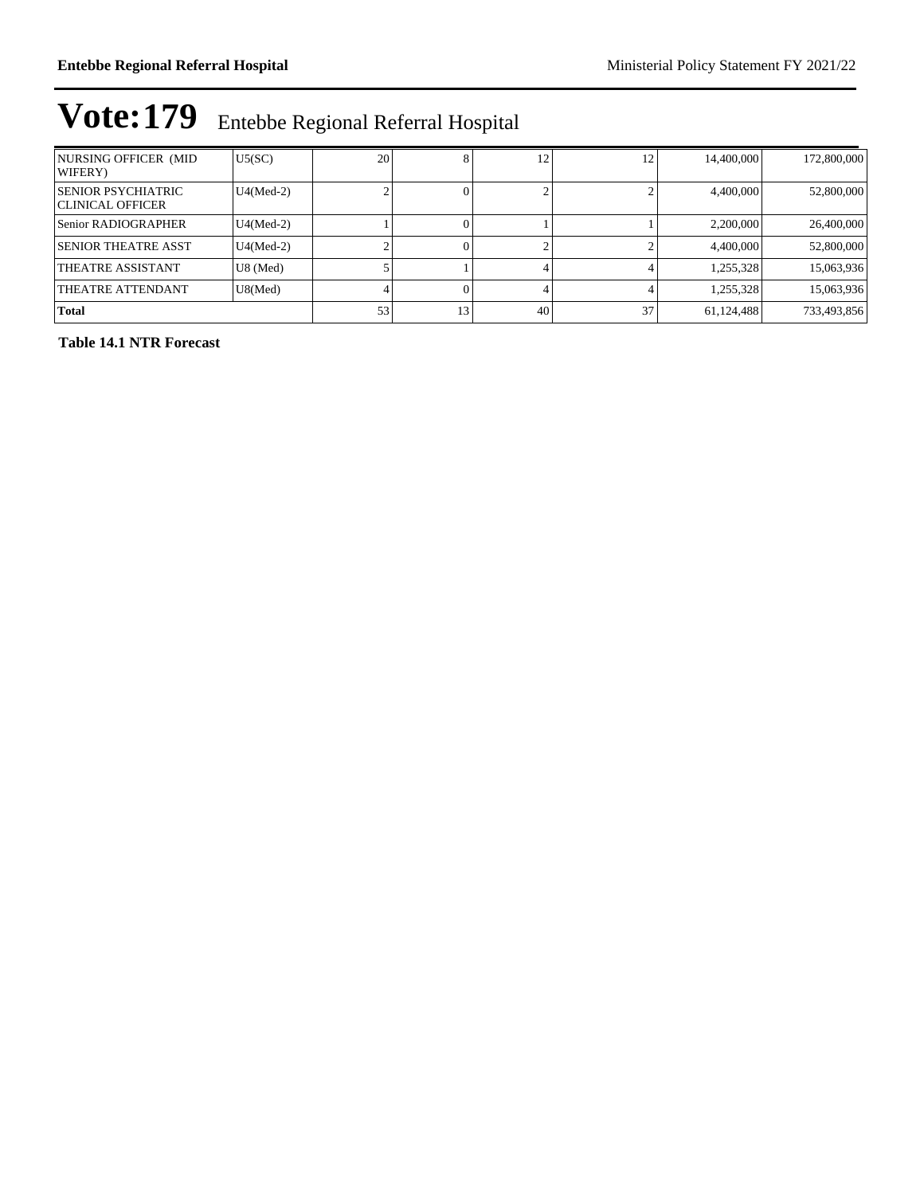# Vote:179 Entebbe Regional Referral Hospital

| | | | | | | | |
|---|---|---|---|---|---|---|---|
| NURSING OFFICER (MID WIFERY) | U5(SC) | 20 | 8 | 12 | 12 | 14,400,000 | 172,800,000 |
| SENIOR PSYCHIATRIC CLINICAL OFFICER | U4(Med-2) | 2 | 0 | 2 | 2 | 4,400,000 | 52,800,000 |
| Senior RADIOGRAPHER | U4(Med-2) | 1 | 0 | 1 | 1 | 2,200,000 | 26,400,000 |
| SENIOR THEATRE ASST | U4(Med-2) | 2 | 0 | 2 | 2 | 4,400,000 | 52,800,000 |
| THEATRE ASSISTANT | U8 (Med) | 5 | 1 | 4 | 4 | 1,255,328 | 15,063,936 |
| THEATRE ATTENDANT | U8(Med) | 4 | 0 | 4 | 4 | 1,255,328 | 15,063,936 |
| **Total** | | 53 | 13 | 40 | 37 | 61,124,488 | 733,493,856 |

**Table 14.1 NTR Forecast**